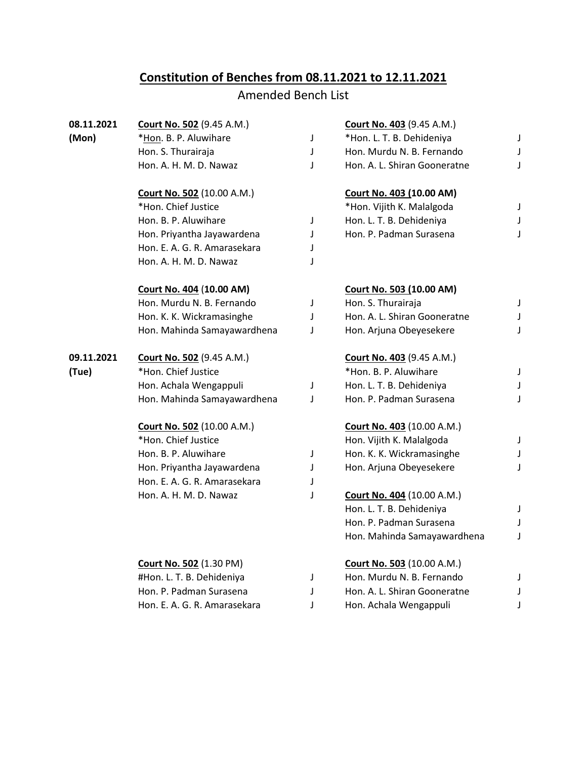## Constitution of Benches from 08.11.2021 to 12.11.2021

Amended Bench List

### 08.11.2021 (Mon)

**Court No. 502** (9.45 A.M.)

| | |
|---|---|
| *Hon. B. P. Aluwihare | J |
| Hon. S. Thurairaja | J |
| Hon. A. H. M. D. Nawaz | J |

**Court No. 403** (9.45 A.M.)

| | |
|---|---|
| *Hon. L. T. B. Dehideniya | J |
| Hon. Murdu N. B. Fernando | J |
| Hon. A. L. Shiran Gooneratne | J |

**Court No. 502** (10.00 A.M.)

| | |
|---|---|
| *Hon. Chief Justice | |
| Hon. B. P. Aluwihare | J |
| Hon. Priyantha Jayawardena | J |
| Hon. E. A. G. R. Amarasekara | J |
| Hon. A. H. M. D. Nawaz | J |

**Court No. 403 (10.00 AM)**

| | |
|---|---|
| *Hon. Vijith K. Malalgoda | J |
| Hon. L. T. B. Dehideniya | J |
| Hon. P. Padman Surasena | J |

**Court No. 404** (**10.00 AM)**

| | |
|---|---|
| Hon. Murdu N. B. Fernando | J |
| Hon. K. K. Wickramasinghe | J |
| Hon. Mahinda Samayawardhena | J |

**Court No. 503 (10.00 AM)**

| | |
|---|---|
| Hon. S. Thurairaja | J |
| Hon. A. L. Shiran Gooneratne | J |
| Hon. Arjuna Obeyesekere | J |

### 09.11.2021 (Tue)

**Court No. 502** (9.45 A.M.)

| | |
|---|---|
| *Hon. Chief Justice | |
| Hon. Achala Wengappuli | J |
| Hon. Mahinda Samayawardhena | J |

**Court No. 403** (9.45 A.M.)

| | |
|---|---|
| *Hon. B. P. Aluwihare | J |
| Hon. L. T. B. Dehideniya | J |
| Hon. P. Padman Surasena | J |

**Court No. 502** (10.00 A.M.)

| | |
|---|---|
| *Hon. Chief Justice | |
| Hon. B. P. Aluwihare | J |
| Hon. Priyantha Jayawardena | J |
| Hon. E. A. G. R. Amarasekara | J |
| Hon. A. H. M. D. Nawaz | J |

**Court No. 403** (10.00 A.M.)

| | |
|---|---|
| Hon. Vijith K. Malalgoda | J |
| Hon. K. K. Wickramasinghe | J |
| Hon. Arjuna Obeyesekere | J |

**Court No. 404** (10.00 A.M.)

| | |
|---|---|
| Hon. L. T. B. Dehideniya | J |
| Hon. P. Padman Surasena | J |
| Hon. Mahinda Samayawardhena | J |

**Court No. 502** (1.30 PM)

| | |
|---|---|
| #Hon. L. T. B. Dehideniya | J |
| Hon. P. Padman Surasena | J |
| Hon. E. A. G. R. Amarasekara | J |

**Court No. 503** (10.00 A.M.)

| | |
|---|---|
| Hon. Murdu N. B. Fernando | J |
| Hon. A. L. Shiran Gooneratne | J |
| Hon. Achala Wengappuli | J |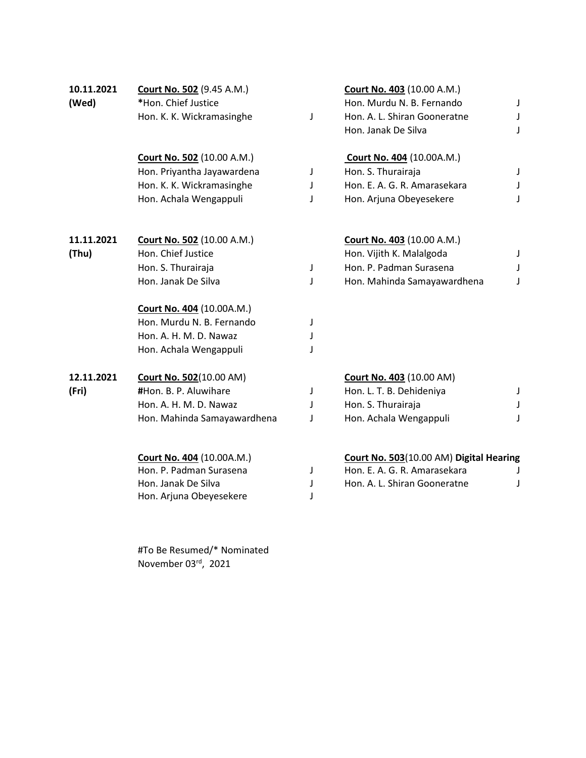**10.11.2021 (Wed)**

**Court No. 502** (9.45 A.M.)
*Hon. Chief Justice
Hon. K. K. Wickramasinghe J

**Court No. 403** (10.00 A.M.)
Hon. Murdu N. B. Fernando J
Hon. A. L. Shiran Gooneratne J
Hon. Janak De Silva J

**Court No. 502** (10.00 A.M.)
Hon. Priyantha Jayawardena J
Hon. K. K. Wickramasinghe J
Hon. Achala Wengappuli J

**Court No. 404** (10.00A.M.)
Hon. S. Thurairaja J
Hon. E. A. G. R. Amarasekara J
Hon. Arjuna Obeyesekere J

**11.11.2021 (Thu)**

**Court No. 502** (10.00 A.M.)
Hon. Chief Justice
Hon. S. Thurairaja J
Hon. Janak De Silva J

**Court No. 403** (10.00 A.M.)
Hon. Vijith K. Malalgoda J
Hon. P. Padman Surasena J
Hon. Mahinda Samayawardhena J

**Court No. 404** (10.00A.M.)
Hon. Murdu N. B. Fernando J
Hon. A. H. M. D. Nawaz J
Hon. Achala Wengappuli J

**12.11.2021 (Fri)**

**Court No. 502**(10.00 AM)
#Hon. B. P. Aluwihare J
Hon. A. H. M. D. Nawaz J
Hon. Mahinda Samayawardhena J

**Court No. 403** (10.00 AM)
Hon. L. T. B. Dehideniya J
Hon. S. Thurairaja J
Hon. Achala Wengappuli J

**Court No. 404** (10.00A.M.)
Hon. P. Padman Surasena J
Hon. Janak De Silva J
Hon. Arjuna Obeyesekere J

**Court No. 503**(10.00 AM) **Digital Hearing**
Hon. E. A. G. R. Amarasekara J
Hon. A. L. Shiran Gooneratne J

#To Be Resumed/* Nominated
November 03rd, 2021